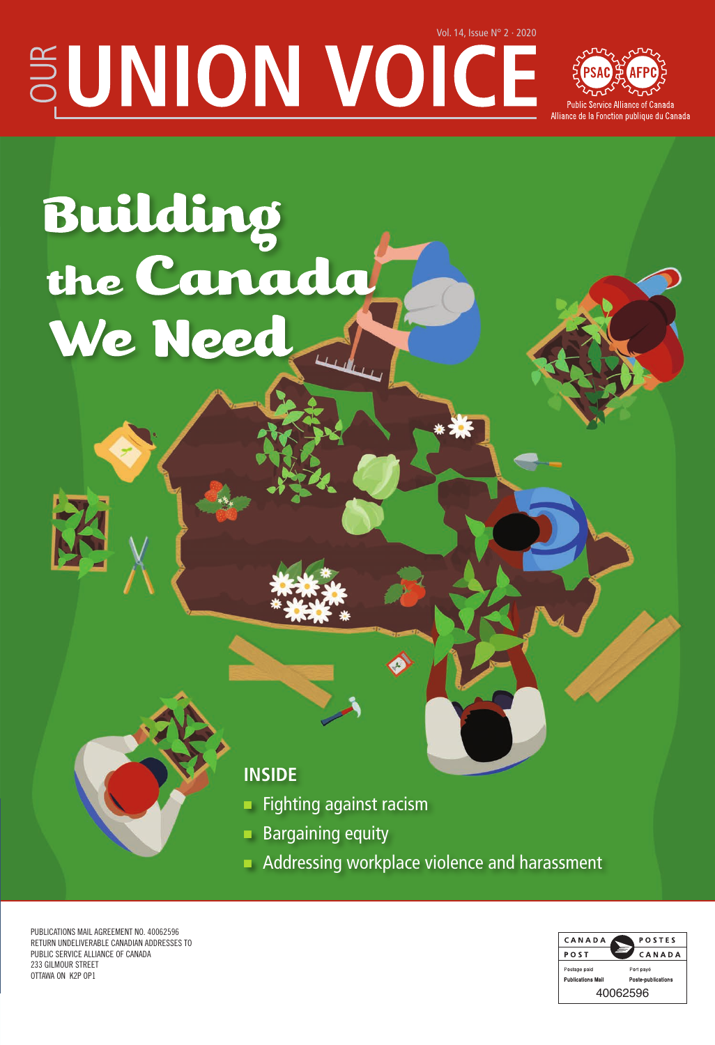Vol. 14, Issue N° 2 · 2020

# OUR UNION VOICE

PSAC AFPC

Public Service Alliance of Canada
Alliance de la Fonction publique du Canada

# Building the Canada We Need

## INSIDE

- Fighting against racism
- Bargaining equity
- Addressing workplace violence and harassment

PUBLICATIONS MAIL AGREEMENT NO. 40062596
RETURN UNDELIVERABLE CANADIAN ADDRESSES TO
PUBLIC SERVICE ALLIANCE OF CANADA
233 GILMOUR STREET
OTTAWA ON K2P 0P1

CANADA POST / POSTES CANADA
Postage paid / Port payé
Publications Mail / Poste-publications
40062596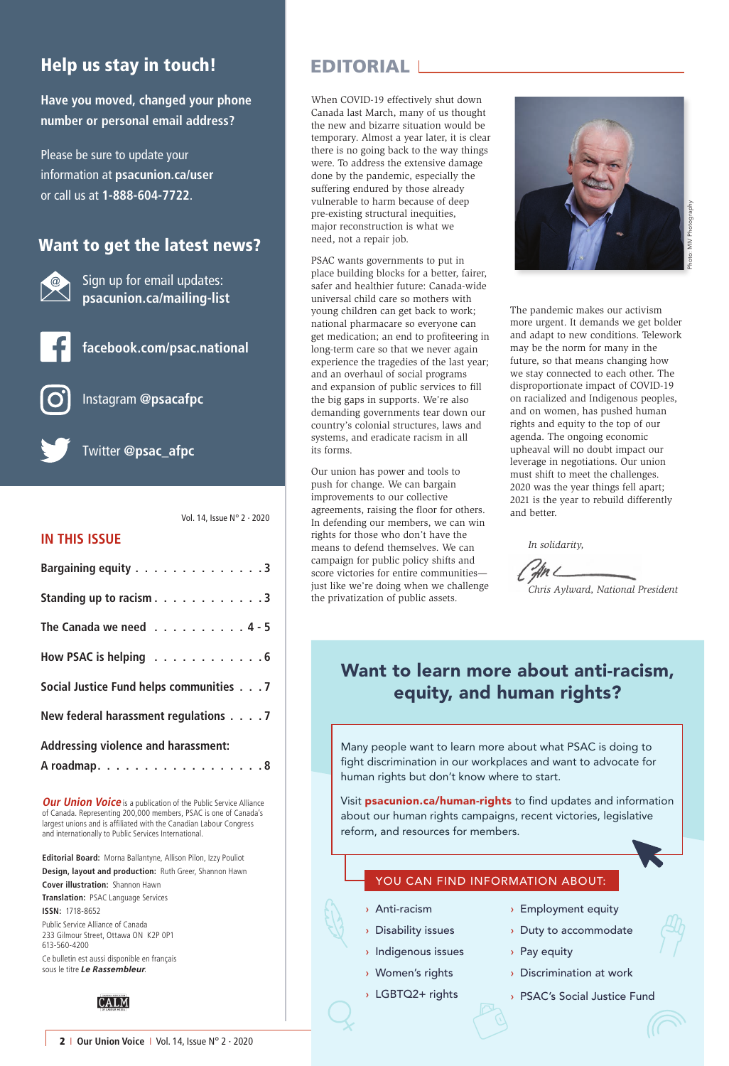## Help us stay in touch!

**Have you moved, changed your phone number or personal email address?**

Please be sure to update your information at **psacunion.ca/user** or call us at **1-888-604-7722**.

## Want to get the latest news?

Sign up for email updates: **psacunion.ca/mailing-list**

**facebook.com/psac.national**

Instagram **@psacafpc**

Twitter **@psac_afpc**

Vol. 14, Issue N° 2 · 2020

## IN THIS ISSUE

- **Bargaining equity** . . . . . . . . . . . . . . **3**
- **Standing up to racism** . . . . . . . . . . . . **3**
- **The Canada we need** . . . . . . . . . . **4 - 5**
- **How PSAC is helping** . . . . . . . . . . . . **6**
- **Social Justice Fund helps communities** . . . **7**
- **New federal harassment regulations** . . . . **7**
- **Addressing violence and harassment: A roadmap** . . . . . . . . . . . . . . . . . . **8**

***Our Union Voice*** is a publication of the Public Service Alliance of Canada. Representing 200,000 members, PSAC is one of Canada's largest unions and is affiliated with the Canadian Labour Congress and internationally to Public Services International.

**Editorial Board:** Morna Ballantyne, Allison Pilon, Izzy Pouliot
**Design, layout and production:** Ruth Greer, Shannon Hawn
**Cover illustration:** Shannon Hawn
**Translation:** PSAC Language Services
**ISSN:** 1718-8652

Public Service Alliance of Canada
233 Gilmour Street, Ottawa ON K2P 0P1
613-560-4200

Ce bulletin est aussi disponible en français sous le titre ***Le Rassembleur***.

# EDITORIAL

When COVID-19 effectively shut down Canada last March, many of us thought the new and bizarre situation would be temporary. Almost a year later, it is clear there is no going back to the way things were. To address the extensive damage done by the pandemic, especially the suffering endured by those already vulnerable to harm because of deep pre-existing structural inequities, major reconstruction is what we need, not a repair job.

PSAC wants governments to put in place building blocks for a better, fairer, safer and healthier future: Canada-wide universal child care so mothers with young children can get back to work; national pharmacare so everyone can get medication; an end to profiteering in long-term care so that we never again experience the tragedies of the last year; and an overhaul of social programs and expansion of public services to fill the big gaps in supports. We're also demanding governments tear down our country's colonial structures, laws and systems, and eradicate racism in all its forms.

Our union has power and tools to push for change. We can bargain improvements to our collective agreements, raising the floor for others. In defending our members, we can win rights for those who don't have the means to defend themselves. We can campaign for public policy shifts and score victories for entire communities—just like we're doing when we challenge the privatization of public assets.

Photo: MV Photography

The pandemic makes our activism more urgent. It demands we get bolder and adapt to new conditions. Telework may be the norm for many in the future, so that means changing how we stay connected to each other. The disproportionate impact of COVID-19 on racialized and Indigenous peoples, and on women, has pushed human rights and equity to the top of our agenda. The ongoing economic upheaval will no doubt impact our leverage in negotiations. Our union must shift to meet the challenges. 2020 was the year things fell apart; 2021 is the year to rebuild differently and better.

*In solidarity,*

*Chris Aylward, National President*

## Want to learn more about anti-racism, equity, and human rights?

Many people want to learn more about what PSAC is doing to fight discrimination in our workplaces and want to advocate for human rights but don't know where to start.

Visit **psacunion.ca/human-rights** to find updates and information about our human rights campaigns, recent victories, legislative reform, and resources for members.

### YOU CAN FIND INFORMATION ABOUT:

- Anti-racism
- Disability issues
- Indigenous issues
- Women's rights
- LGBTQ2+ rights
- Employment equity
- Duty to accommodate
- Pay equity
- Discrimination at work
- PSAC's Social Justice Fund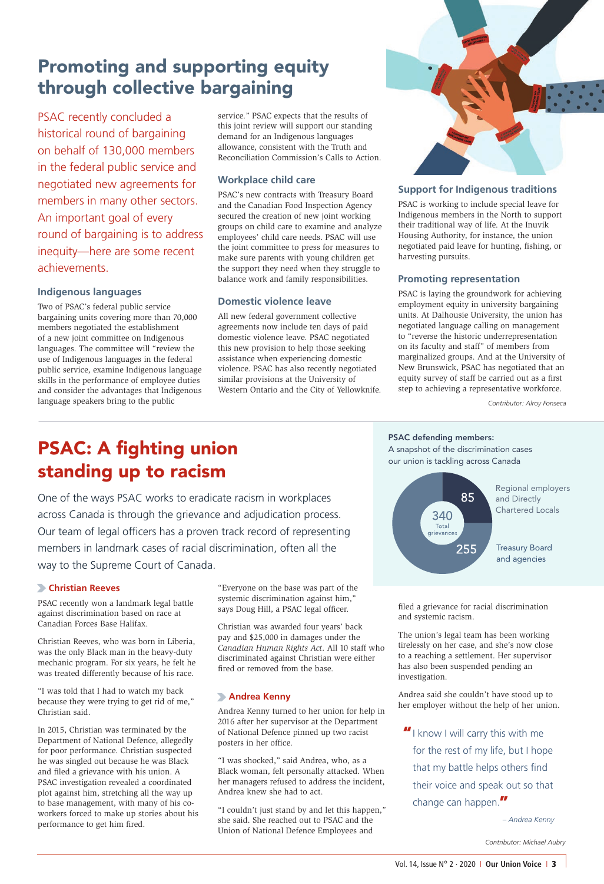# Promoting and supporting equity through collective bargaining

PSAC recently concluded a historical round of bargaining on behalf of 130,000 members in the federal public service and negotiated new agreements for members in many other sectors. An important goal of every round of bargaining is to address inequity—here are some recent achievements.

### Indigenous languages

Two of PSAC's federal public service bargaining units covering more than 70,000 members negotiated the establishment of a new joint committee on Indigenous languages. The committee will "review the use of Indigenous languages in the federal public service, examine Indigenous language skills in the performance of employee duties and consider the advantages that Indigenous language speakers bring to the public service." PSAC expects that the results of this joint review will support our standing demand for an Indigenous languages allowance, consistent with the Truth and Reconciliation Commission's Calls to Action.

### Workplace child care

PSAC's new contracts with Treasury Board and the Canadian Food Inspection Agency secured the creation of new joint working groups on child care to examine and analyze employees' child care needs. PSAC will use the joint committee to press for measures to make sure parents with young children get the support they need when they struggle to balance work and family responsibilities.

### Domestic violence leave

All new federal government collective agreements now include ten days of paid domestic violence leave. PSAC negotiated this new provision to help those seeking assistance when experiencing domestic violence. PSAC has also recently negotiated similar provisions at the University of Western Ontario and the City of Yellowknife.

### Support for Indigenous traditions

PSAC is working to include special leave for Indigenous members in the North to support their traditional way of life. At the Inuvik Housing Authority, for instance, the union negotiated paid leave for hunting, fishing, or harvesting pursuits.

### Promoting representation

PSAC is laying the groundwork for achieving employment equity in university bargaining units. At Dalhousie University, the union has negotiated language calling on management to "reverse the historic underrepresentation on its faculty and staff" of members from marginalized groups. And at the University of New Brunswick, PSAC has negotiated that an equity survey of staff be carried out as a first step to achieving a representative workforce.

*Contributor: Alroy Fonseca*

# PSAC: A fighting union standing up to racism

One of the ways PSAC works to eradicate racism in workplaces across Canada is through the grievance and adjudication process. Our team of legal officers has a proven track record of representing members in landmark cases of racial discrimination, often all the way to the Supreme Court of Canada.

### Christian Reeves

PSAC recently won a landmark legal battle against discrimination based on race at Canadian Forces Base Halifax.

Christian Reeves, who was born in Liberia, was the only Black man in the heavy-duty mechanic program. For six years, he felt he was treated differently because of his race.

"I was told that I had to watch my back because they were trying to get rid of me," Christian said.

In 2015, Christian was terminated by the Department of National Defence, allegedly for poor performance. Christian suspected he was singled out because he was Black and filed a grievance with his union. A PSAC investigation revealed a coordinated plot against him, stretching all the way up to base management, with many of his co-workers forced to make up stories about his performance to get him fired.

"Everyone on the base was part of the systemic discrimination against him," says Doug Hill, a PSAC legal officer.

Christian was awarded four years' back pay and $25,000 in damages under the *Canadian Human Rights Act*. All 10 staff who discriminated against Christian were either fired or removed from the base.

### Andrea Kenny

Andrea Kenny turned to her union for help in 2016 after her supervisor at the Department of National Defence pinned up two racist posters in her office.

"I was shocked," said Andrea, who, as a Black woman, felt personally attacked. When her managers refused to address the incident, Andrea knew she had to act.

"I couldn't just stand by and let this happen," she said. She reached out to PSAC and the Union of National Defence Employees and filed a grievance for racial discrimination and systemic racism.

The union's legal team has been working tirelessly on her case, and she's now close to a reaching a settlement. Her supervisor has also been suspended pending an investigation.

Andrea said she couldn't have stood up to her employer without the help of her union.

> "I know I will carry this with me for the rest of my life, but I hope that my battle helps others find their voice and speak out so that change can happen."
>
> *– Andrea Kenny*

**PSAC defending members:**
A snapshot of the discrimination cases our union is tackling across Canada

| Employer | Grievances |
|---|---|
| Regional employers and Directly Chartered Locals | 85 |
| Treasury Board and agencies | 255 |
| Total grievances | 340 |

*Contributor: Michael Aubry*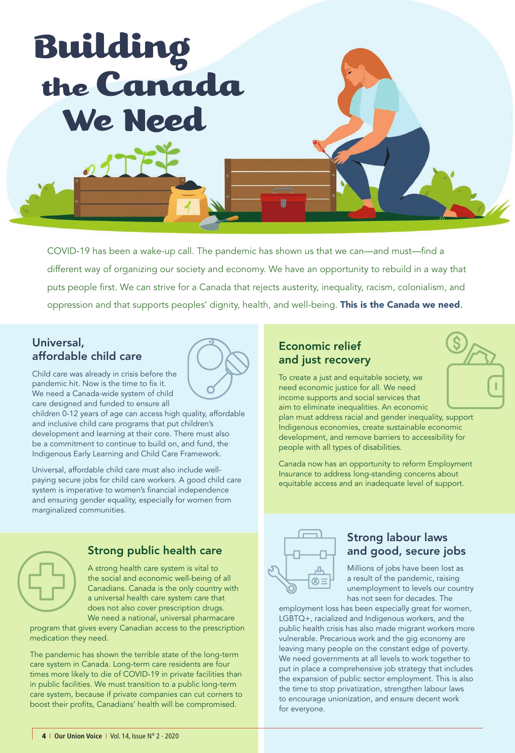# Building the Canada We Need

COVID-19 has been a wake-up call. The pandemic has shown us that we can—and must—find a different way of organizing our society and economy. We have an opportunity to rebuild in a way that puts people first. We can strive for a Canada that rejects austerity, inequality, racism, colonialism, and oppression and that supports peoples' dignity, health, and well-being. **This is the Canada we need**.

## Universal, affordable child care

Child care was already in crisis before the pandemic hit. Now is the time to fix it. We need a Canada-wide system of child care designed and funded to ensure all children 0-12 years of age can access high quality, affordable and inclusive child care programs that put children's development and learning at their core. There must also be a commitment to continue to build on, and fund, the Indigenous Early Learning and Child Care Framework.

Universal, affordable child care must also include well-paying secure jobs for child care workers. A good child care system is imperative to women's financial independence and ensuring gender equality, especially for women from marginalized communities.

## Strong public health care

A strong health care system is vital to the social and economic well-being of all Canadians. Canada is the only country with a universal health care system care that does not also cover prescription drugs. We need a national, universal pharmacare program that gives every Canadian access to the prescription medication they need.

The pandemic has shown the terrible state of the long-term care system in Canada. Long-term care residents are four times more likely to die of COVID-19 in private facilities than in public facilities. We must transition to a public long-term care system, because if private companies can cut corners to boost their profits, Canadians' health will be compromised.

## Economic relief and just recovery

To create a just and equitable society, we need economic justice for all. We need income supports and social services that aim to eliminate inequalities. An economic plan must address racial and gender inequality, support Indigenous economies, create sustainable economic development, and remove barriers to accessibility for people with all types of disabilities.

Canada now has an opportunity to reform Employment Insurance to address long-standing concerns about equitable access and an inadequate level of support.

## Strong labour laws and good, secure jobs

Millions of jobs have been lost as a result of the pandemic, raising unemployment to levels our country has not seen for decades. The employment loss has been especially great for women, LGBTQ+, racialized and Indigenous workers, and the public health crisis has also made migrant workers more vulnerable. Precarious work and the gig economy are leaving many people on the constant edge of poverty. We need governments at all levels to work together to put in place a comprehensive job strategy that includes the expansion of public sector employment. This is also the time to stop privatization, strengthen labour laws to encourage unionization, and ensure decent work for everyone.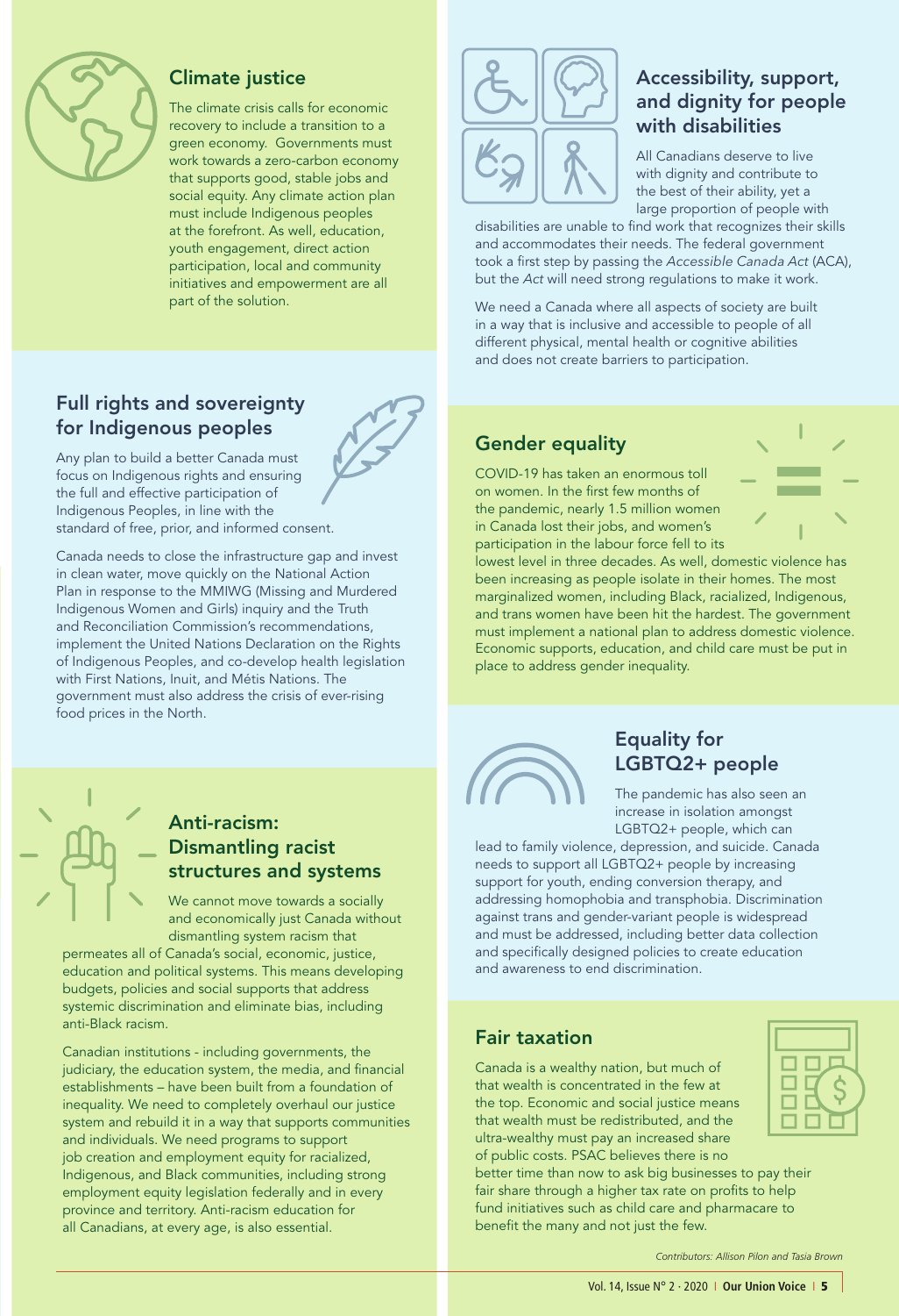## Climate justice

The climate crisis calls for economic recovery to include a transition to a green economy. Governments must work towards a zero-carbon economy that supports good, stable jobs and social equity. Any climate action plan must include Indigenous peoples at the forefront. As well, education, youth engagement, direct action participation, local and community initiatives and empowerment are all part of the solution.

## Full rights and sovereignty for Indigenous peoples

Any plan to build a better Canada must focus on Indigenous rights and ensuring the full and effective participation of Indigenous Peoples, in line with the standard of free, prior, and informed consent.

Canada needs to close the infrastructure gap and invest in clean water, move quickly on the National Action Plan in response to the MMIWG (Missing and Murdered Indigenous Women and Girls) inquiry and the Truth and Reconciliation Commission's recommendations, implement the United Nations Declaration on the Rights of Indigenous Peoples, and co-develop health legislation with First Nations, Inuit, and Métis Nations. The government must also address the crisis of ever-rising food prices in the North.

## Anti-racism: Dismantling racist structures and systems

We cannot move towards a socially and economically just Canada without dismantling system racism that permeates all of Canada's social, economic, justice, education and political systems. This means developing budgets, policies and social supports that address systemic discrimination and eliminate bias, including anti-Black racism.

Canadian institutions - including governments, the judiciary, the education system, the media, and financial establishments – have been built from a foundation of inequality. We need to completely overhaul our justice system and rebuild it in a way that supports communities and individuals. We need programs to support job creation and employment equity for racialized, Indigenous, and Black communities, including strong employment equity legislation federally and in every province and territory. Anti-racism education for all Canadians, at every age, is also essential.

## Accessibility, support, and dignity for people with disabilities

All Canadians deserve to live with dignity and contribute to the best of their ability, yet a large proportion of people with disabilities are unable to find work that recognizes their skills and accommodates their needs. The federal government took a first step by passing the *Accessible Canada Act* (ACA), but the *Act* will need strong regulations to make it work.

We need a Canada where all aspects of society are built in a way that is inclusive and accessible to people of all different physical, mental health or cognitive abilities and does not create barriers to participation.

## Gender equality

COVID-19 has taken an enormous toll on women. In the first few months of the pandemic, nearly 1.5 million women in Canada lost their jobs, and women's participation in the labour force fell to its lowest level in three decades. As well, domestic violence has been increasing as people isolate in their homes. The most marginalized women, including Black, racialized, Indigenous, and trans women have been hit the hardest. The government must implement a national plan to address domestic violence. Economic supports, education, and child care must be put in place to address gender inequality.

## Equality for LGBTQ2+ people

The pandemic has also seen an increase in isolation amongst LGBTQ2+ people, which can lead to family violence, depression, and suicide. Canada needs to support all LGBTQ2+ people by increasing support for youth, ending conversion therapy, and addressing homophobia and transphobia. Discrimination against trans and gender-variant people is widespread and must be addressed, including better data collection and specifically designed policies to create education and awareness to end discrimination.

## Fair taxation

Canada is a wealthy nation, but much of that wealth is concentrated in the few at the top. Economic and social justice means that wealth must be redistributed, and the ultra-wealthy must pay an increased share of public costs. PSAC believes there is no better time than now to ask big businesses to pay their fair share through a higher tax rate on profits to help fund initiatives such as child care and pharmacare to benefit the many and not just the few.

*Contributors: Allison Pilon and Tasia Brown*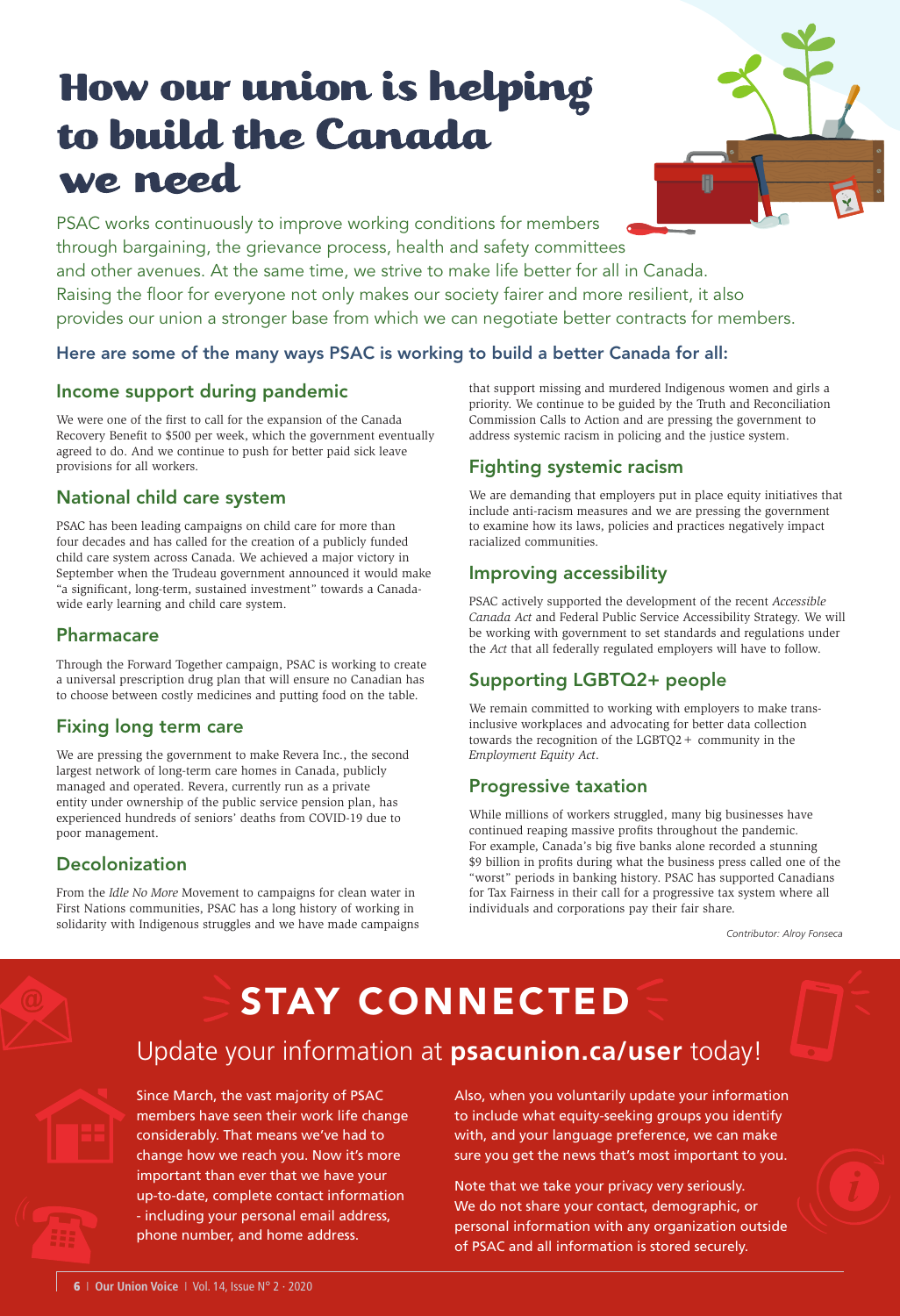# How our union is helping to build the Canada we need

PSAC works continuously to improve working conditions for members through bargaining, the grievance process, health and safety committees and other avenues. At the same time, we strive to make life better for all in Canada. Raising the floor for everyone not only makes our society fairer and more resilient, it also provides our union a stronger base from which we can negotiate better contracts for members.

### Here are some of the many ways PSAC is working to build a better Canada for all:

## Income support during pandemic

We were one of the first to call for the expansion of the Canada Recovery Benefit to $500 per week, which the government eventually agreed to do. And we continue to push for better paid sick leave provisions for all workers.

## National child care system

PSAC has been leading campaigns on child care for more than four decades and has called for the creation of a publicly funded child care system across Canada. We achieved a major victory in September when the Trudeau government announced it would make "a significant, long-term, sustained investment" towards a Canada-wide early learning and child care system.

## Pharmacare

Through the Forward Together campaign, PSAC is working to create a universal prescription drug plan that will ensure no Canadian has to choose between costly medicines and putting food on the table.

## Fixing long term care

We are pressing the government to make Revera Inc., the second largest network of long-term care homes in Canada, publicly managed and operated. Revera, currently run as a private entity under ownership of the public service pension plan, has experienced hundreds of seniors' deaths from COVID-19 due to poor management.

## Decolonization

From the *Idle No More* Movement to campaigns for clean water in First Nations communities, PSAC has a long history of working in solidarity with Indigenous struggles and we have made campaigns that support missing and murdered Indigenous women and girls a priority. We continue to be guided by the Truth and Reconciliation Commission Calls to Action and are pressing the government to address systemic racism in policing and the justice system.

## Fighting systemic racism

We are demanding that employers put in place equity initiatives that include anti-racism measures and we are pressing the government to examine how its laws, policies and practices negatively impact racialized communities.

## Improving accessibility

PSAC actively supported the development of the recent *Accessible Canada Act* and Federal Public Service Accessibility Strategy. We will be working with government to set standards and regulations under the *Act* that all federally regulated employers will have to follow.

## Supporting LGBTQ2+ people

We remain committed to working with employers to make trans-inclusive workplaces and advocating for better data collection towards the recognition of the LGBTQ2+ community in the *Employment Equity Act*.

## Progressive taxation

While millions of workers struggled, many big businesses have continued reaping massive profits throughout the pandemic. For example, Canada's big five banks alone recorded a stunning $9 billion in profits during what the business press called one of the "worst" periods in banking history. PSAC has supported Canadians for Tax Fairness in their call for a progressive tax system where all individuals and corporations pay their fair share.

*Contributor: Alroy Fonseca*

# STAY CONNECTED

## Update your information at **psacunion.ca/user** today!

Since March, the vast majority of PSAC members have seen their work life change considerably. That means we've had to change how we reach you. Now it's more important than ever that we have your up-to-date, complete contact information - including your personal email address, phone number, and home address.

Also, when you voluntarily update your information to include what equity-seeking groups you identify with, and your language preference, we can make sure you get the news that's most important to you.

Note that we take your privacy very seriously. We do not share your contact, demographic, or personal information with any organization outside of PSAC and all information is stored securely.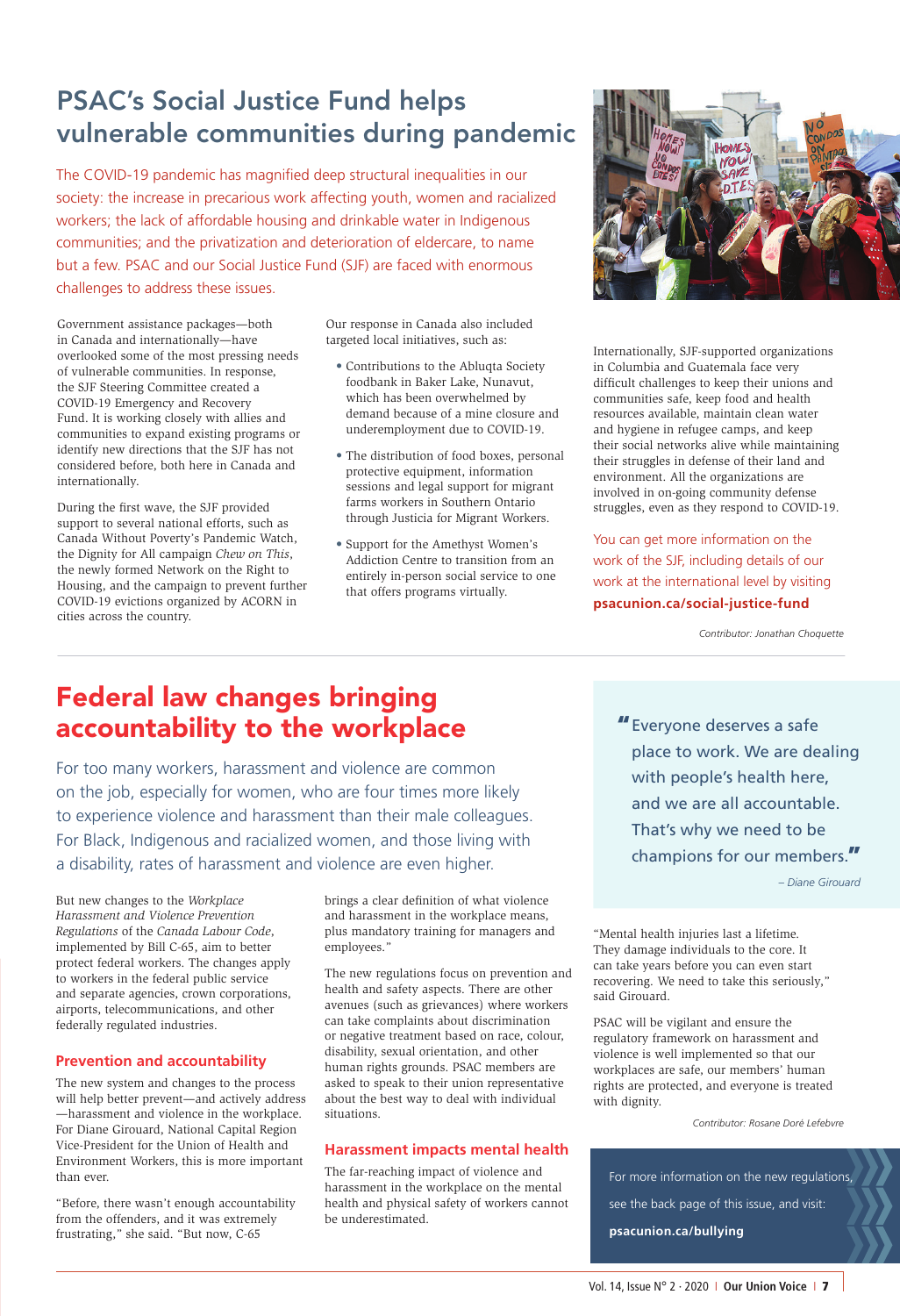## PSAC's Social Justice Fund helps vulnerable communities during pandemic

The COVID-19 pandemic has magnified deep structural inequalities in our society: the increase in precarious work affecting youth, women and racialized workers; the lack of affordable housing and drinkable water in Indigenous communities; and the privatization and deterioration of eldercare, to name but a few. PSAC and our Social Justice Fund (SJF) are faced with enormous challenges to address these issues.

Government assistance packages—both in Canada and internationally—have overlooked some of the most pressing needs of vulnerable communities. In response, the SJF Steering Committee created a COVID-19 Emergency and Recovery Fund. It is working closely with allies and communities to expand existing programs or identify new directions that the SJF has not considered before, both here in Canada and internationally.

During the first wave, the SJF provided support to several national efforts, such as Canada Without Poverty's Pandemic Watch, the Dignity for All campaign *Chew on This*, the newly formed Network on the Right to Housing, and the campaign to prevent further COVID-19 evictions organized by ACORN in cities across the country.

Our response in Canada also included targeted local initiatives, such as:

- Contributions to the Abluqta Society foodbank in Baker Lake, Nunavut, which has been overwhelmed by demand because of a mine closure and underemployment due to COVID-19.
- The distribution of food boxes, personal protective equipment, information sessions and legal support for migrant farms workers in Southern Ontario through Justicia for Migrant Workers.
- Support for the Amethyst Women's Addiction Centre to transition from an entirely in-person social service to one that offers programs virtually.

Internationally, SJF-supported organizations in Columbia and Guatemala face very difficult challenges to keep their unions and communities safe, keep food and health resources available, maintain clean water and hygiene in refugee camps, and keep their social networks alive while maintaining their struggles in defense of their land and environment. All the organizations are involved in on-going community defense struggles, even as they respond to COVID-19.

You can get more information on the work of the SJF, including details of our work at the international level by visiting **psacunion.ca/social-justice-fund**

*Contributor: Jonathan Choquette*

## Federal law changes bringing accountability to the workplace

For too many workers, harassment and violence are common on the job, especially for women, who are four times more likely to experience violence and harassment than their male colleagues. For Black, Indigenous and racialized women, and those living with a disability, rates of harassment and violence are even higher.

But new changes to the *Workplace Harassment and Violence Prevention Regulations* of the *Canada Labour Code*, implemented by Bill C-65, aim to better protect federal workers. The changes apply to workers in the federal public service and separate agencies, crown corporations, airports, telecommunications, and other federally regulated industries.

### Prevention and accountability

The new system and changes to the process will help better prevent—and actively address—harassment and violence in the workplace. For Diane Girouard, National Capital Region Vice-President for the Union of Health and Environment Workers, this is more important than ever.

"Before, there wasn't enough accountability from the offenders, and it was extremely frustrating," she said. "But now, C-65 brings a clear definition of what violence and harassment in the workplace means, plus mandatory training for managers and employees."

The new regulations focus on prevention and health and safety aspects. There are other avenues (such as grievances) where workers can take complaints about discrimination or negative treatment based on race, colour, disability, sexual orientation, and other human rights grounds. PSAC members are asked to speak to their union representative about the best way to deal with individual situations.

### Harassment impacts mental health

The far-reaching impact of violence and harassment in the workplace on the mental health and physical safety of workers cannot be underestimated.

> "Everyone deserves a safe place to work. We are dealing with people's health here, and we are all accountable. That's why we need to be champions for our members."
>
> – *Diane Girouard*

"Mental health injuries last a lifetime. They damage individuals to the core. It can take years before you can even start recovering. We need to take this seriously," said Girouard.

PSAC will be vigilant and ensure the regulatory framework on harassment and violence is well implemented so that our workplaces are safe, our members' human rights are protected, and everyone is treated with dignity.

*Contributor: Rosane Doré Lefebvre*

For more information on the new regulations, see the back page of this issue, and visit: **psacunion.ca/bullying**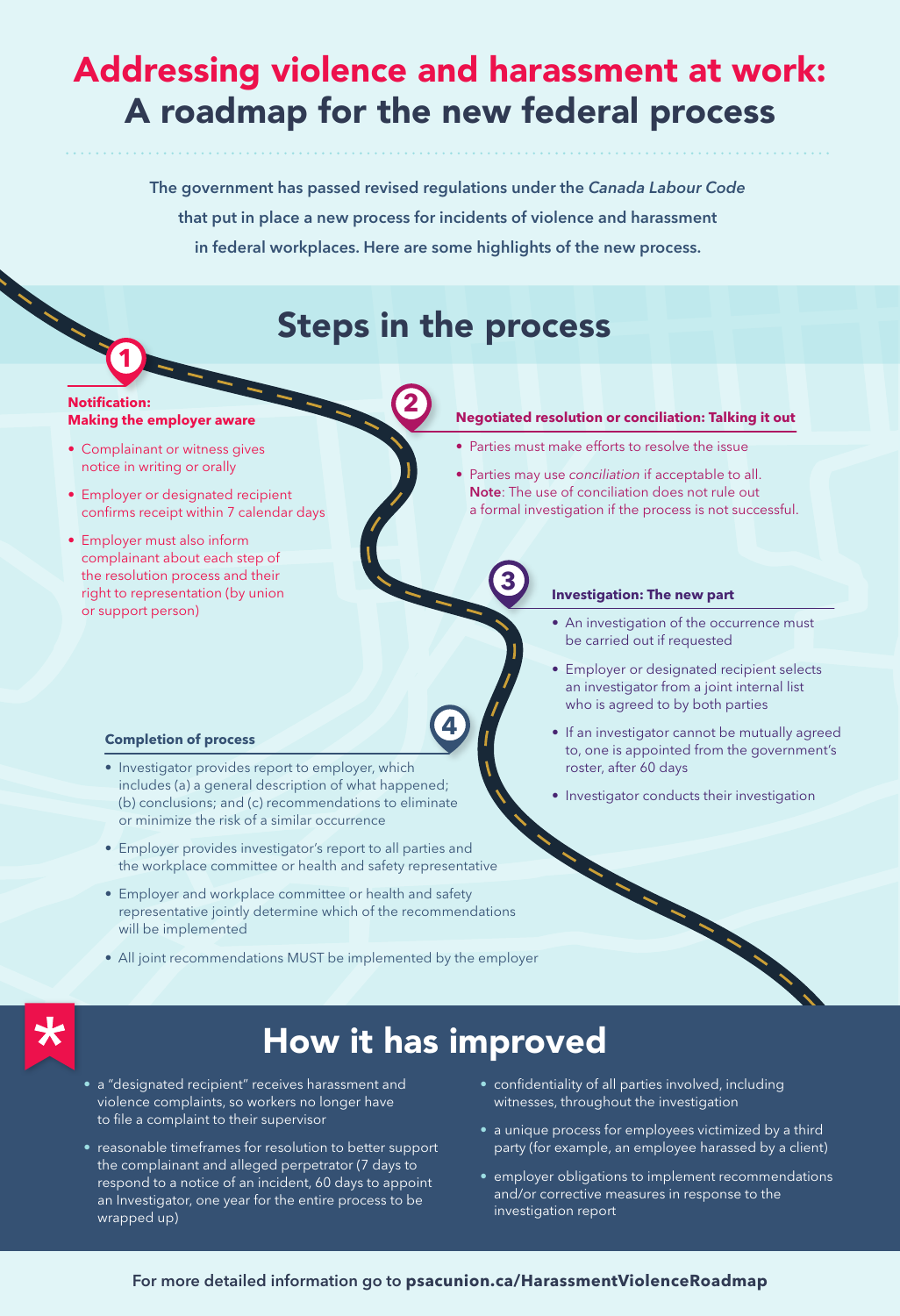# Addressing violence and harassment at work: A roadmap for the new federal process

The government has passed revised regulations under the *Canada Labour Code* that put in place a new process for incidents of violence and harassment in federal workplaces. Here are some highlights of the new process.

## Steps in the process

### 1 Notification: Making the employer aware

- Complainant or witness gives notice in writing or orally
- Employer or designated recipient confirms receipt within 7 calendar days
- Employer must also inform complainant about each step of the resolution process and their right to representation (by union or support person)

### 2 Negotiated resolution or conciliation: Talking it out

- Parties must make efforts to resolve the issue
- Parties may use *conciliation* if acceptable to all. **Note**: The use of conciliation does not rule out a formal investigation if the process is not successful.

### 3 Investigation: The new part

- An investigation of the occurrence must be carried out if requested
- Employer or designated recipient selects an investigator from a joint internal list who is agreed to by both parties
- If an investigator cannot be mutually agreed to, one is appointed from the government's roster, after 60 days
- Investigator conducts their investigation

### 4 Completion of process

- Investigator provides report to employer, which includes (a) a general description of what happened; (b) conclusions; and (c) recommendations to eliminate or minimize the risk of a similar occurrence
- Employer provides investigator's report to all parties and the workplace committee or health and safety representative
- Employer and workplace committee or health and safety representative jointly determine which of the recommendations will be implemented
- All joint recommendations MUST be implemented by the employer

## How it has improved

- a "designated recipient" receives harassment and violence complaints, so workers no longer have to file a complaint to their supervisor
- reasonable timeframes for resolution to better support the complainant and alleged perpetrator (7 days to respond to a notice of an incident, 60 days to appoint an Investigator, one year for the entire process to be wrapped up)
- confidentiality of all parties involved, including witnesses, throughout the investigation
- a unique process for employees victimized by a third party (for example, an employee harassed by a client)
- employer obligations to implement recommendations and/or corrective measures in response to the investigation report

For more detailed information go to **psacunion.ca/HarassmentViolenceRoadmap**